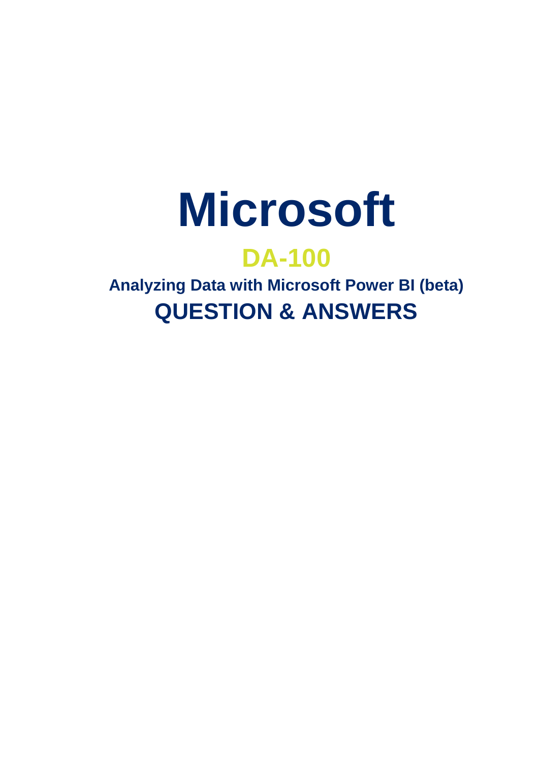# Microsoft

## DA-100

### Analyzing Data with Microsoft Power BI (beta)

## QUESTION & ANSWERS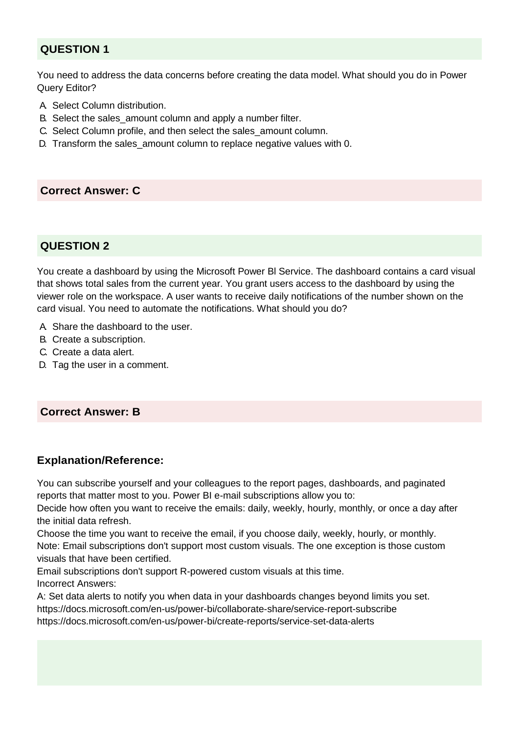## QUESTION 1

You need to address the data concerns before creating the data model. What should you do in Power Query Editor?

A. Select Column distribution.
B. Select the sales_amount column and apply a number filter.
C. Select Column profile, and then select the sales_amount column.
D. Transform the sales_amount column to replace negative values with 0.

**Correct Answer: C**

## QUESTION 2

You create a dashboard by using the Microsoft Power Bl Service. The dashboard contains a card visual that shows total sales from the current year. You grant users access to the dashboard by using the viewer role on the workspace. A user wants to receive daily notifications of the number shown on the card visual. You need to automate the notifications. What should you do?

A. Share the dashboard to the user.
B. Create a subscription.
C. Create a data alert.
D. Tag the user in a comment.

**Correct Answer: B**

### Explanation/Reference:

You can subscribe yourself and your colleagues to the report pages, dashboards, and paginated reports that matter most to you. Power BI e-mail subscriptions allow you to:
Decide how often you want to receive the emails: daily, weekly, hourly, monthly, or once a day after the initial data refresh.
Choose the time you want to receive the email, if you choose daily, weekly, hourly, or monthly.
Note: Email subscriptions don't support most custom visuals. The one exception is those custom visuals that have been certified.
Email subscriptions don't support R-powered custom visuals at this time.
Incorrect Answers:
A: Set data alerts to notify you when data in your dashboards changes beyond limits you set.
https://docs.microsoft.com/en-us/power-bi/collaborate-share/service-report-subscribe
https://docs.microsoft.com/en-us/power-bi/create-reports/service-set-data-alerts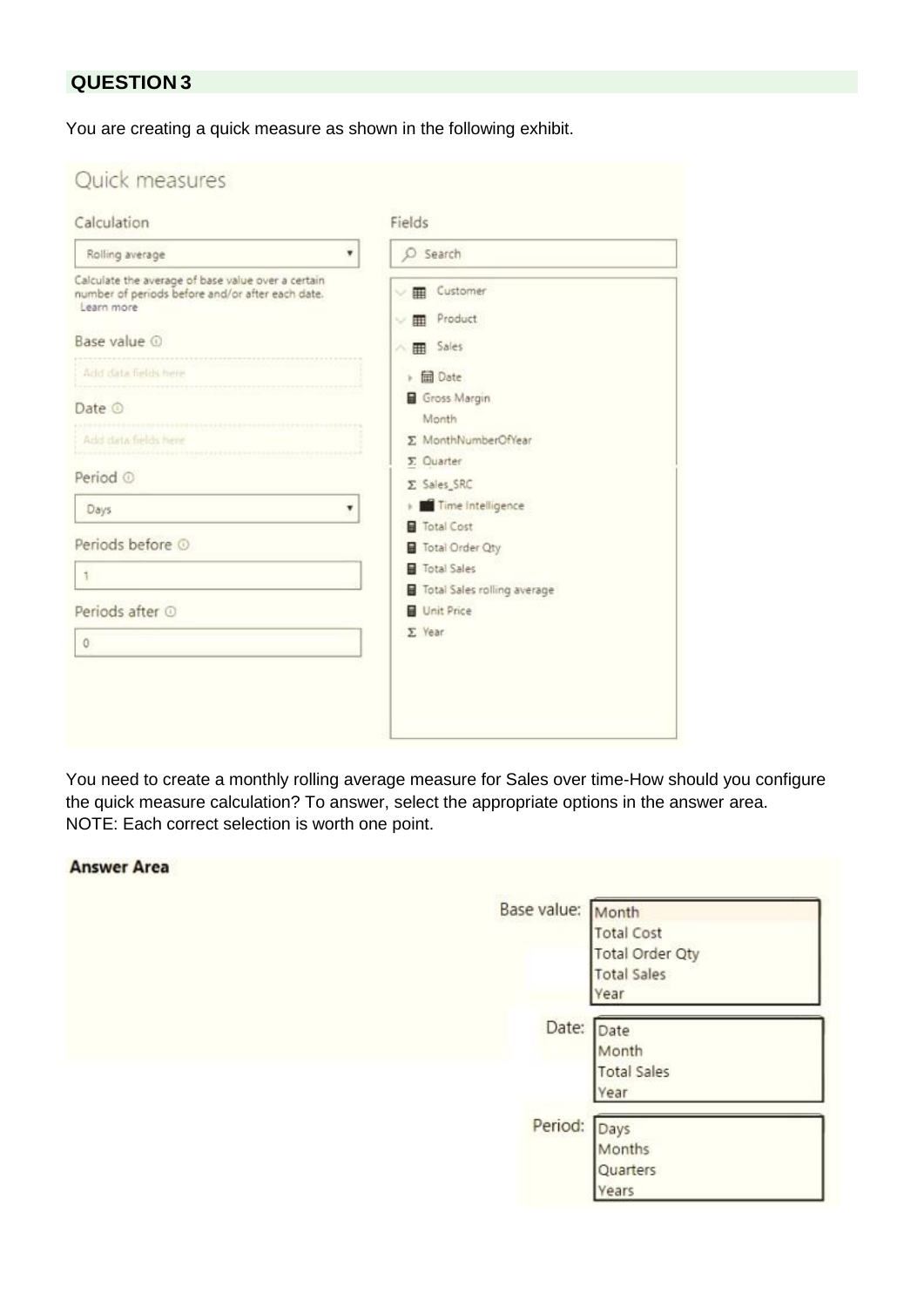## QUESTION 3

You are creating a quick measure as shown in the following exhibit.

**Quick measures**

Calculation

Rolling average

Calculate the average of base value over a certain number of periods before and/or after each date.
Learn more

Base value

Add data fields here

Date

Add data fields here

Period

Days

Periods before

1

Periods after

0

Fields

Search

- Customer
- Product
- Sales
  - Date
  - Gross Margin
  - Month
  - MonthNumberOfYear
  - Quarter
  - Sales_SRC
  - Time Intelligence
  - Total Cost
  - Total Order Qty
  - Total Sales
  - Total Sales rolling average
  - Unit Price
  - Year

You need to create a monthly rolling average measure for Sales over time-How should you configure the quick measure calculation? To answer, select the appropriate options in the answer area.
NOTE: Each correct selection is worth one point.

**Answer Area**

Base value:
- Month
- Total Cost
- Total Order Qty
- Total Sales
- Year

Date:
- Date
- Month
- Total Sales
- Year

Period:
- Days
- Months
- Quarters
- Years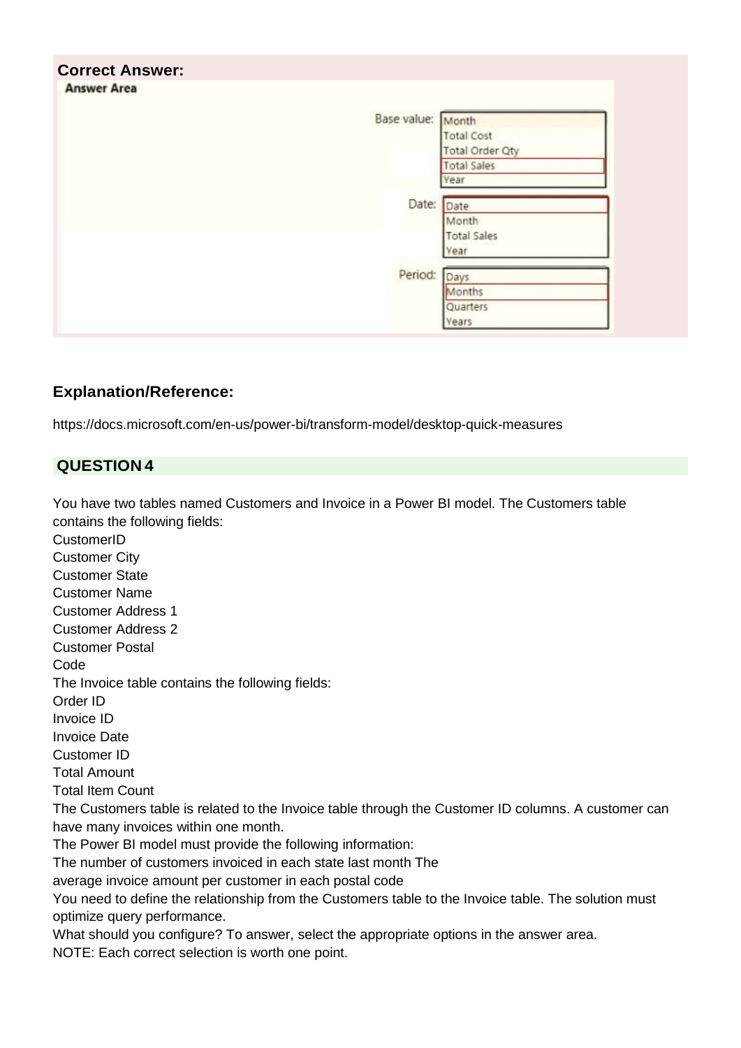**Correct Answer:**

**Answer Area**

Base value:
- Month
- Total Cost
- Total Order Qty
- Total Sales
- Year

Date:
- Date
- Month
- Total Sales
- Year

Period:
- Days
- Months
- Quarters
- Years

## Explanation/Reference:

https://docs.microsoft.com/en-us/power-bi/transform-model/desktop-quick-measures

## QUESTION 4

You have two tables named Customers and Invoice in a Power BI model. The Customers table contains the following fields:

CustomerID
Customer City
Customer State
Customer Name
Customer Address 1
Customer Address 2
Customer Postal
Code

The Invoice table contains the following fields:

Order ID
Invoice ID
Invoice Date
Customer ID
Total Amount
Total Item Count

The Customers table is related to the Invoice table through the Customer ID columns. A customer can have many invoices within one month.

The Power BI model must provide the following information:

The number of customers invoiced in each state last month The
average invoice amount per customer in each postal code

You need to define the relationship from the Customers table to the Invoice table. The solution must optimize query performance.

What should you configure? To answer, select the appropriate options in the answer area.

NOTE: Each correct selection is worth one point.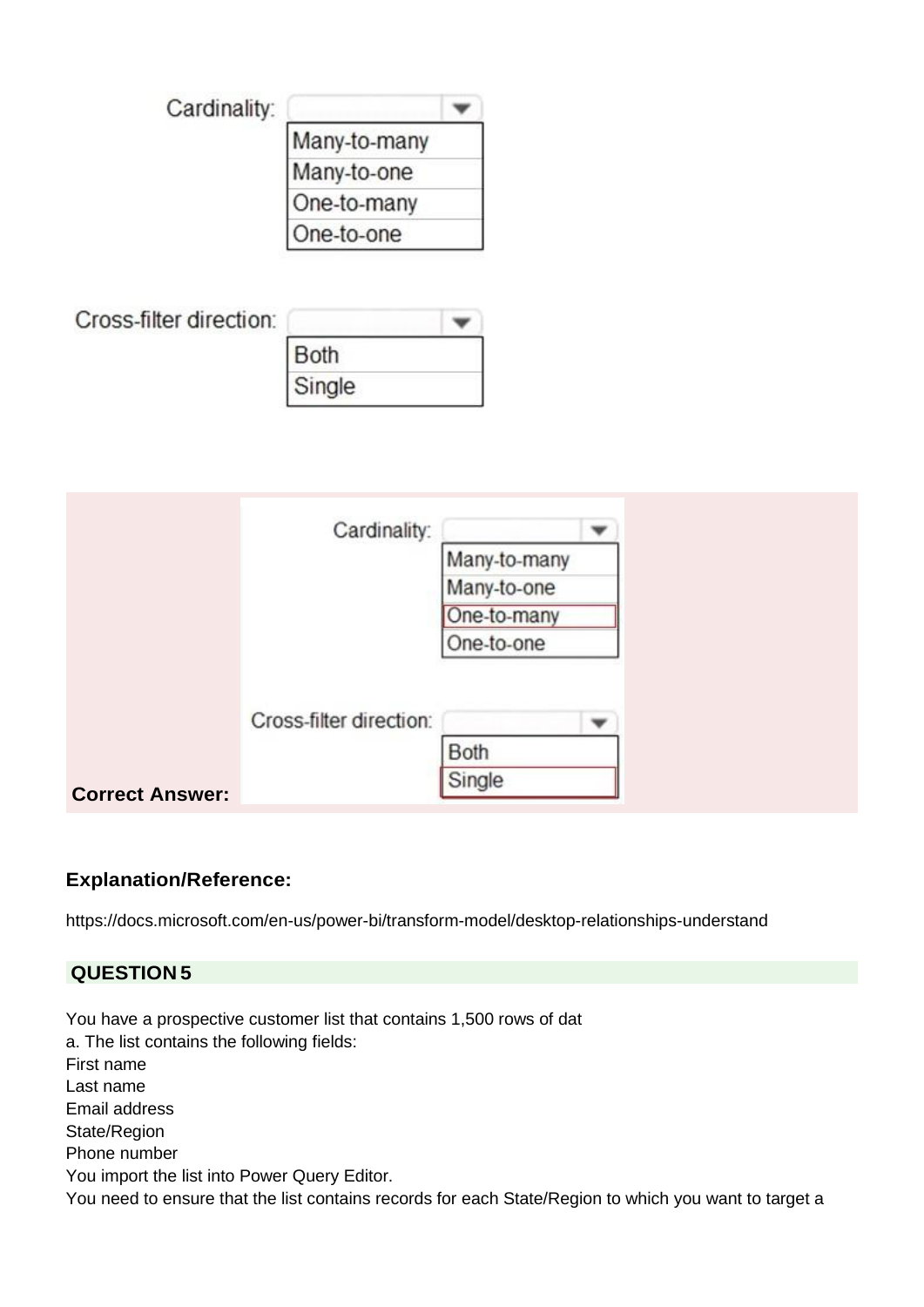Cardinality:

- Many-to-many
- Many-to-one
- One-to-many
- One-to-one

Cross-filter direction:

- Both
- Single

**Correct Answer:**

Cardinality:

- Many-to-many
- Many-to-one
- One-to-many
- One-to-one

Cross-filter direction:

- Both
- Single

### Explanation/Reference:

https://docs.microsoft.com/en-us/power-bi/transform-model/desktop-relationships-understand

## QUESTION 5

You have a prospective customer list that contains 1,500 rows of dat
a. The list contains the following fields:
First name
Last name
Email address
State/Region
Phone number
You import the list into Power Query Editor.
You need to ensure that the list contains records for each State/Region to which you want to target a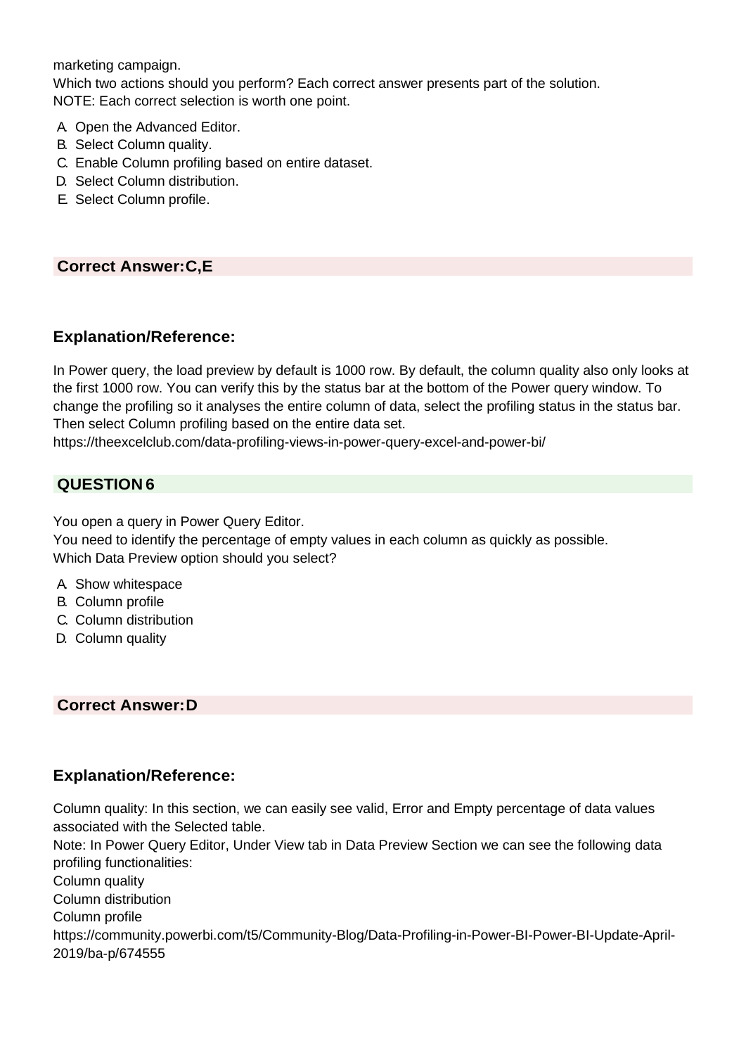marketing campaign.
Which two actions should you perform? Each correct answer presents part of the solution.
NOTE: Each correct selection is worth one point.

A. Open the Advanced Editor.
B. Select Column quality.
C. Enable Column profiling based on entire dataset.
D. Select Column distribution.
E. Select Column profile.

**Correct Answer: C,E**

### Explanation/Reference:

In Power query, the load preview by default is 1000 row. By default, the column quality also only looks at the first 1000 row. You can verify this by the status bar at the bottom of the Power query window. To change the profiling so it analyses the entire column of data, select the profiling status in the status bar. Then select Column profiling based on the entire data set.
https://theexcelclub.com/data-profiling-views-in-power-query-excel-and-power-bi/

## QUESTION 6

You open a query in Power Query Editor.
You need to identify the percentage of empty values in each column as quickly as possible.
Which Data Preview option should you select?

A. Show whitespace
B. Column profile
C. Column distribution
D. Column quality

**Correct Answer: D**

### Explanation/Reference:

Column quality: In this section, we can easily see valid, Error and Empty percentage of data values associated with the Selected table.
Note: In Power Query Editor, Under View tab in Data Preview Section we can see the following data profiling functionalities:
Column quality
Column distribution
Column profile
https://community.powerbi.com/t5/Community-Blog/Data-Profiling-in-Power-BI-Power-BI-Update-April-2019/ba-p/674555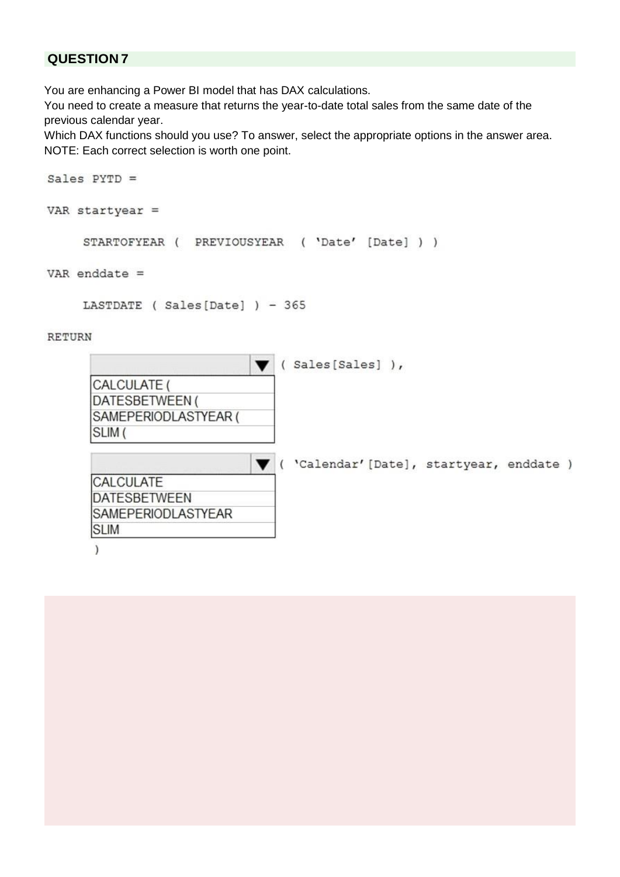## QUESTION 7

You are enhancing a Power BI model that has DAX calculations.
You need to create a measure that returns the year-to-date total sales from the same date of the previous calendar year.
Which DAX functions should you use? To answer, select the appropriate options in the answer area.
NOTE: Each correct selection is worth one point.

```
Sales PYTD =

VAR startyear =

     STARTOFYEAR (  PREVIOUSYEAR  ( 'Date' [Date] ) )

VAR enddate =

     LASTDATE ( Sales[Date] ) - 365

RETURN
     [▼] ( Sales[Sales] ),
     [▼] ( 'Calendar'[Date], startyear, enddate )
     )
```

First drop-down options:

- CALCULATE (
- DATESBETWEEN (
- SAMEPERIODLASTYEAR (
- SLIM (

Second drop-down options:

- CALCULATE
- DATESBETWEEN
- SAMEPERIODLASTYEAR
- SLIM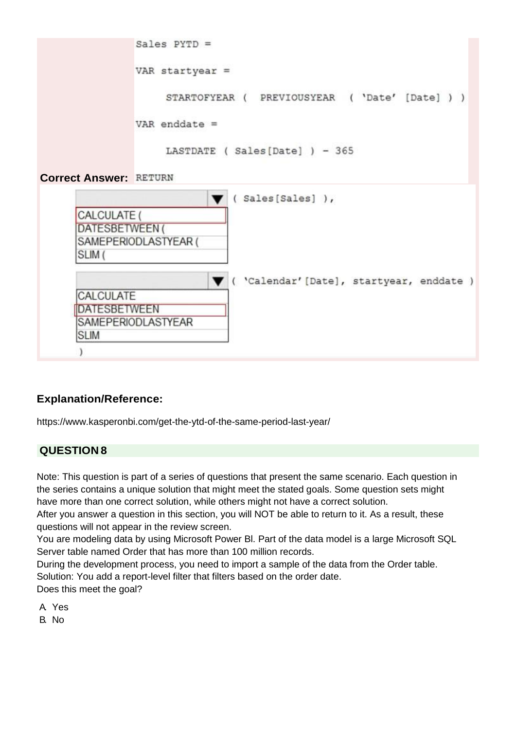```
Sales PYTD =

VAR startyear =

     STARTOFYEAR (  PREVIOUSYEAR  ( 'Date' [Date] ) )

VAR enddate =

     LASTDATE ( Sales[Date] ) - 365
```

**Correct Answer:** RETURN

| ▼ | ( Sales[Sales] ), |
|---|---|
| CALCULATE ( | |
| DATESBETWEEN ( | |
| SAMEPERIODLASTYEAR ( | |
| SLIM ( | |

| ▼ | ( 'Calendar'[Date], startyear, enddate ) |
|---|---|
| CALCULATE | |
| DATESBETWEEN | |
| SAMEPERIODLASTYEAR | |
| SLIM | |

)

### Explanation/Reference:

https://www.kasperonbi.com/get-the-ytd-of-the-same-period-last-year/

## QUESTION 8

Note: This question is part of a series of questions that present the same scenario. Each question in the series contains a unique solution that might meet the stated goals. Some question sets might have more than one correct solution, while others might not have a correct solution.

After you answer a question in this section, you will NOT be able to return to it. As a result, these questions will not appear in the review screen.

You are modeling data by using Microsoft Power BI. Part of the data model is a large Microsoft SQL Server table named Order that has more than 100 million records.

During the development process, you need to import a sample of the data from the Order table.

Solution: You add a report-level filter that filters based on the order date.

Does this meet the goal?

A. Yes

B. No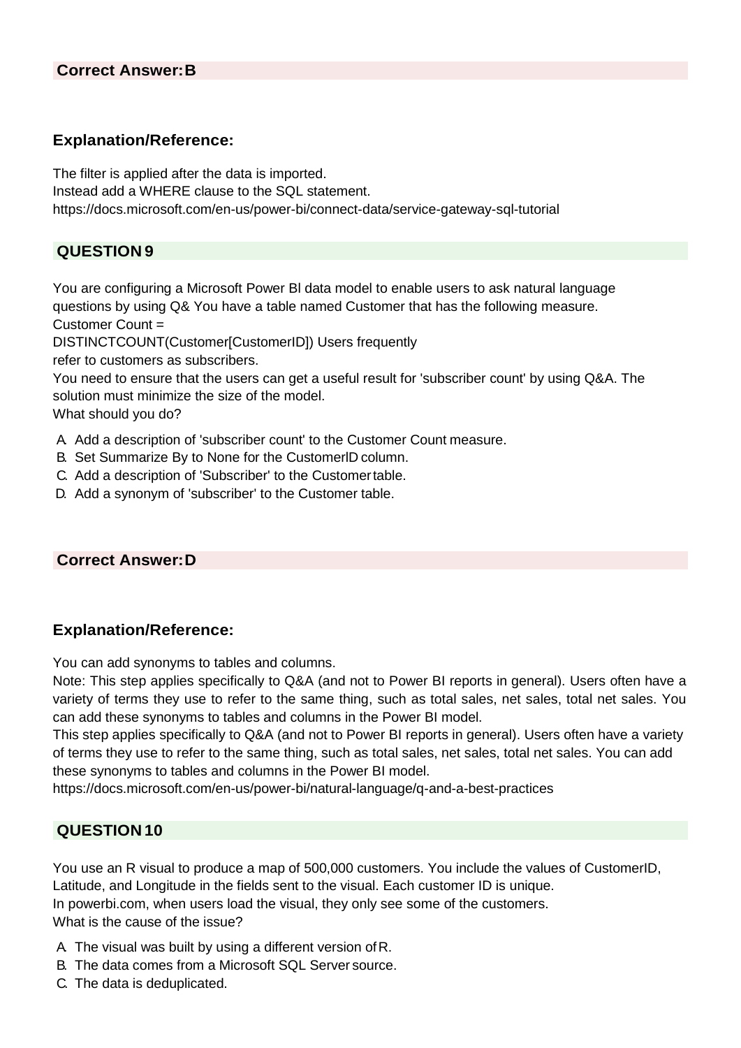**Correct Answer: B**

### Explanation/Reference:

The filter is applied after the data is imported.
Instead add a WHERE clause to the SQL statement.
https://docs.microsoft.com/en-us/power-bi/connect-data/service-gateway-sql-tutorial

## QUESTION 9

You are configuring a Microsoft Power Bl data model to enable users to ask natural language questions by using Q& You have a table named Customer that has the following measure.
Customer Count =
DISTINCTCOUNT(Customer[CustomerID]) Users frequently
refer to customers as subscribers.
You need to ensure that the users can get a useful result for 'subscriber count' by using Q&A. The solution must minimize the size of the model.
What should you do?

A. Add a description of 'subscriber count' to the Customer Count measure.
B. Set Summarize By to None for the CustomerlD column.
C. Add a description of 'Subscriber' to the Customer table.
D. Add a synonym of 'subscriber' to the Customer table.

**Correct Answer: D**

### Explanation/Reference:

You can add synonyms to tables and columns.
Note: This step applies specifically to Q&A (and not to Power BI reports in general). Users often have a variety of terms they use to refer to the same thing, such as total sales, net sales, total net sales. You can add these synonyms to tables and columns in the Power BI model.
This step applies specifically to Q&A (and not to Power BI reports in general). Users often have a variety of terms they use to refer to the same thing, such as total sales, net sales, total net sales. You can add these synonyms to tables and columns in the Power BI model.
https://docs.microsoft.com/en-us/power-bi/natural-language/q-and-a-best-practices

## QUESTION 10

You use an R visual to produce a map of 500,000 customers. You include the values of CustomerID, Latitude, and Longitude in the fields sent to the visual. Each customer ID is unique.
In powerbi.com, when users load the visual, they only see some of the customers.
What is the cause of the issue?

A. The visual was built by using a different version of R.
B. The data comes from a Microsoft SQL Server source.
C. The data is deduplicated.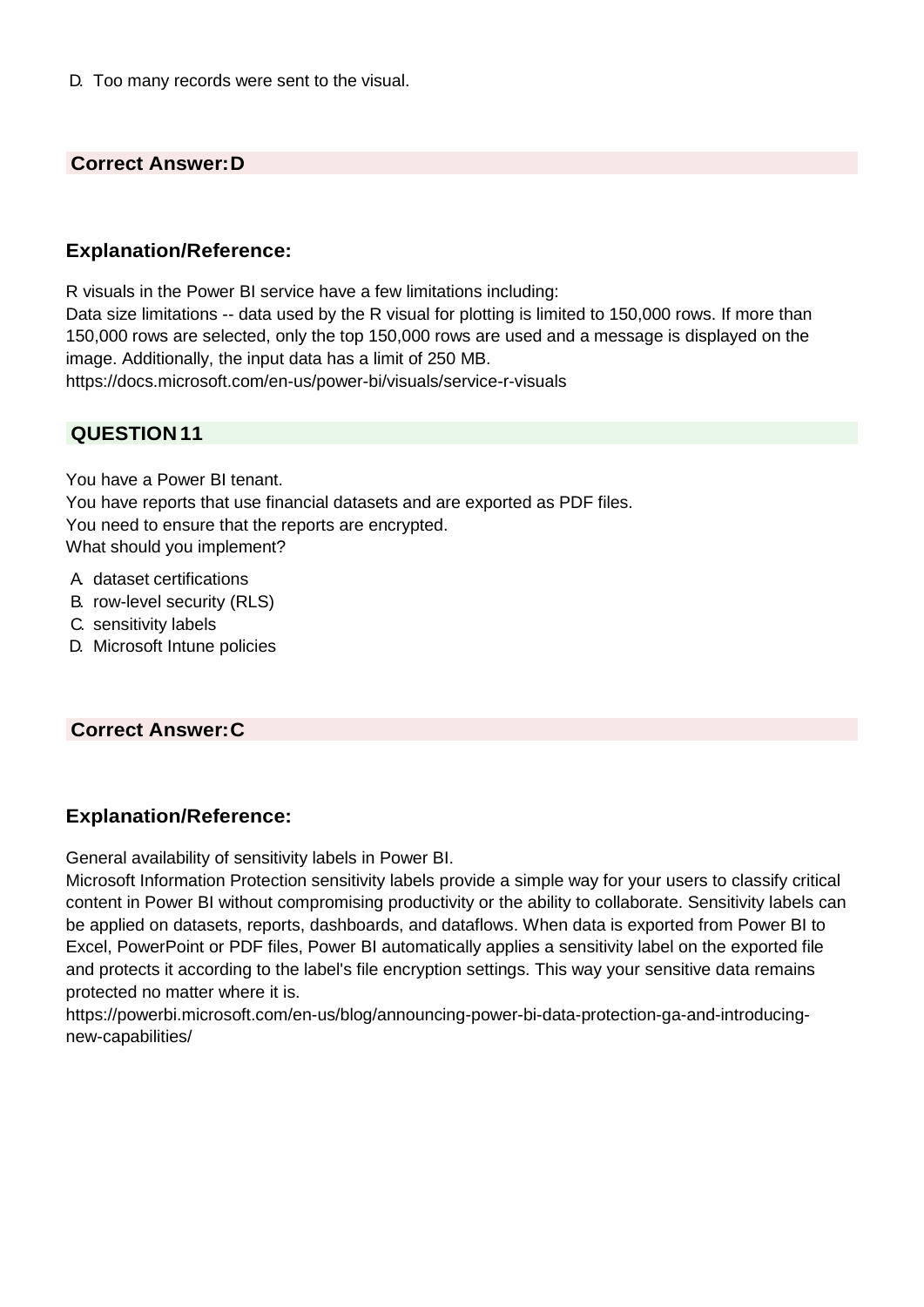D. Too many records were sent to the visual.

**Correct Answer: D**

### Explanation/Reference:

R visuals in the Power BI service have a few limitations including:
Data size limitations -- data used by the R visual for plotting is limited to 150,000 rows. If more than 150,000 rows are selected, only the top 150,000 rows are used and a message is displayed on the image. Additionally, the input data has a limit of 250 MB.
https://docs.microsoft.com/en-us/power-bi/visuals/service-r-visuals

## QUESTION 11

You have a Power BI tenant.
You have reports that use financial datasets and are exported as PDF files.
You need to ensure that the reports are encrypted.
What should you implement?

A. dataset certifications
B. row-level security (RLS)
C. sensitivity labels
D. Microsoft Intune policies

**Correct Answer: C**

### Explanation/Reference:

General availability of sensitivity labels in Power BI.
Microsoft Information Protection sensitivity labels provide a simple way for your users to classify critical content in Power BI without compromising productivity or the ability to collaborate. Sensitivity labels can be applied on datasets, reports, dashboards, and dataflows. When data is exported from Power BI to Excel, PowerPoint or PDF files, Power BI automatically applies a sensitivity label on the exported file and protects it according to the label's file encryption settings. This way your sensitive data remains protected no matter where it is.
https://powerbi.microsoft.com/en-us/blog/announcing-power-bi-data-protection-ga-and-introducing-new-capabilities/